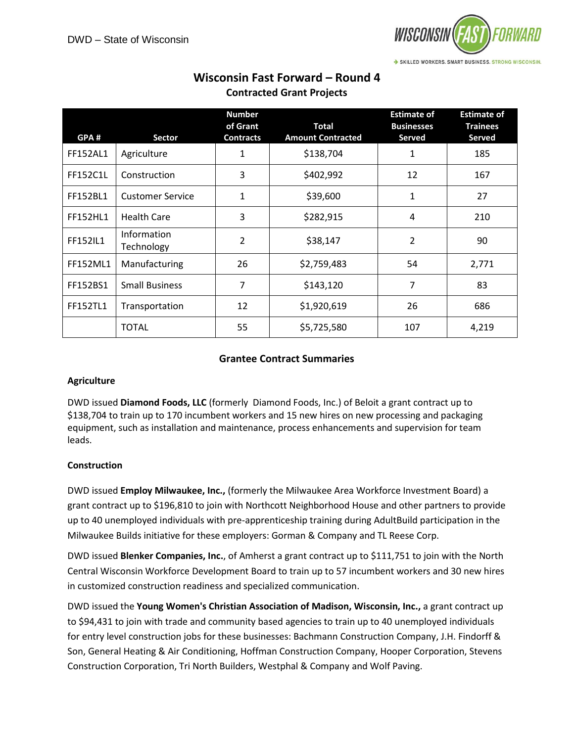DWD – State of Wisconsin

# Wisconsin Fast Forward – Round 4

## Contracted Grant Projects

| GPA # | Sector | Number of Grant Contracts | Total Amount Contracted | Estimate of Businesses Served | Estimate of Trainees Served |
|---|---|---|---|---|---|
| FF152AL1 | Agriculture | 1 | $138,704 | 1 | 185 |
| FF152C1L | Construction | 3 | $402,992 | 12 | 167 |
| FF152BL1 | Customer Service | 1 | $39,600 | 1 | 27 |
| FF152HL1 | Health Care | 3 | $282,915 | 4 | 210 |
| FF152IL1 | Information Technology | 2 | $38,147 | 2 | 90 |
| FF152ML1 | Manufacturing | 26 | $2,759,483 | 54 | 2,771 |
| FF152BS1 | Small Business | 7 | $143,120 | 7 | 83 |
| FF152TL1 | Transportation | 12 | $1,920,619 | 26 | 686 |
| | TOTAL | 55 | $5,725,580 | 107 | 4,219 |

## Grantee Contract Summaries

### Agriculture

DWD issued **Diamond Foods, LLC** (formerly Diamond Foods, Inc.) of Beloit a grant contract up to $138,704 to train up to 170 incumbent workers and 15 new hires on new processing and packaging equipment, such as installation and maintenance, process enhancements and supervision for team leads.

### Construction

DWD issued **Employ Milwaukee, Inc.,** (formerly the Milwaukee Area Workforce Investment Board) a grant contract up to $196,810 to join with Northcott Neighborhood House and other partners to provide up to 40 unemployed individuals with pre-apprenticeship training during AdultBuild participation in the Milwaukee Builds initiative for these employers: Gorman & Company and TL Reese Corp.

DWD issued **Blenker Companies, Inc.**, of Amherst a grant contract up to $111,751 to join with the North Central Wisconsin Workforce Development Board to train up to 57 incumbent workers and 30 new hires in customized construction readiness and specialized communication.

DWD issued the **Young Women's Christian Association of Madison, Wisconsin, Inc.,** a grant contract up to $94,431 to join with trade and community based agencies to train up to 40 unemployed individuals for entry level construction jobs for these businesses: Bachmann Construction Company, J.H. Findorff & Son, General Heating & Air Conditioning, Hoffman Construction Company, Hooper Corporation, Stevens Construction Corporation, Tri North Builders, Westphal & Company and Wolf Paving.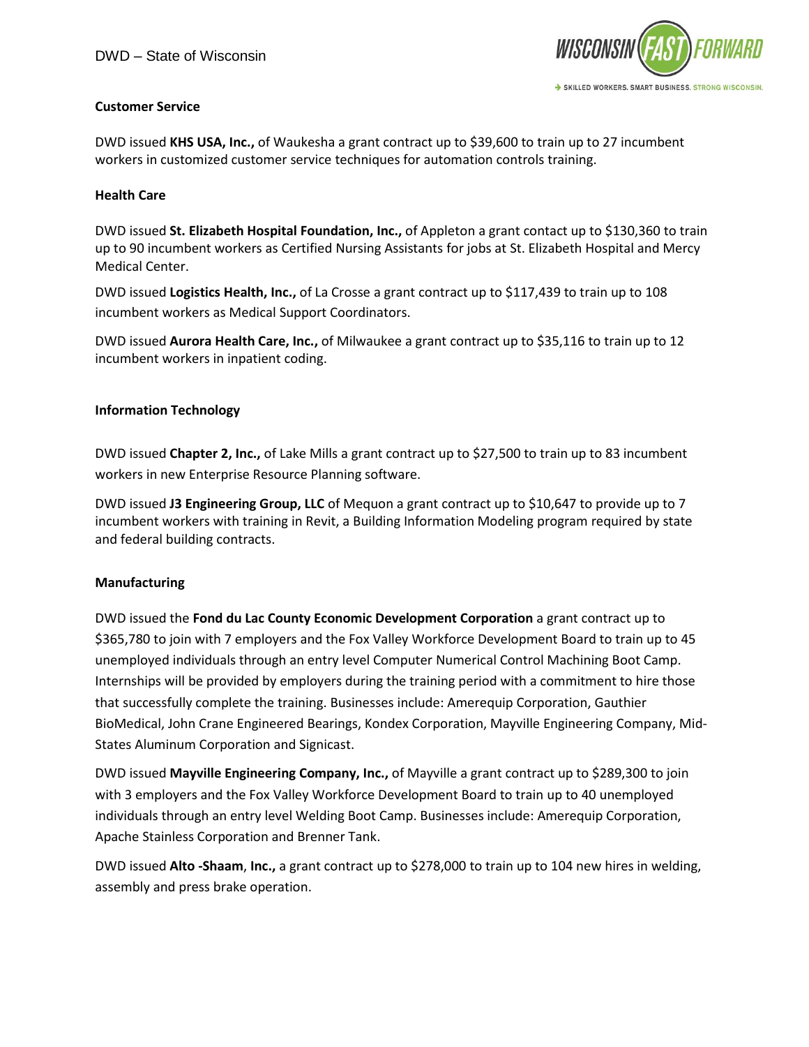**Customer Service**

DWD issued **KHS USA, Inc.,** of Waukesha a grant contract up to $39,600 to train up to 27 incumbent workers in customized customer service techniques for automation controls training.

**Health Care**

DWD issued **St. Elizabeth Hospital Foundation, Inc.,** of Appleton a grant contact up to $130,360 to train up to 90 incumbent workers as Certified Nursing Assistants for jobs at St. Elizabeth Hospital and Mercy Medical Center.

DWD issued **Logistics Health, Inc.,** of La Crosse a grant contract up to $117,439 to train up to 108 incumbent workers as Medical Support Coordinators.

DWD issued **Aurora Health Care, Inc.,** of Milwaukee a grant contract up to $35,116 to train up to 12 incumbent workers in inpatient coding.

**Information Technology**

DWD issued **Chapter 2, Inc.,** of Lake Mills a grant contract up to $27,500 to train up to 83 incumbent workers in new Enterprise Resource Planning software.

DWD issued **J3 Engineering Group, LLC** of Mequon a grant contract up to $10,647 to provide up to 7 incumbent workers with training in Revit, a Building Information Modeling program required by state and federal building contracts.

**Manufacturing**

DWD issued the **Fond du Lac County Economic Development Corporation** a grant contract up to $365,780 to join with 7 employers and the Fox Valley Workforce Development Board to train up to 45 unemployed individuals through an entry level Computer Numerical Control Machining Boot Camp. Internships will be provided by employers during the training period with a commitment to hire those that successfully complete the training. Businesses include: Amerequip Corporation, Gauthier BioMedical, John Crane Engineered Bearings, Kondex Corporation, Mayville Engineering Company, Mid-States Aluminum Corporation and Signicast.

DWD issued **Mayville Engineering Company, Inc.,** of Mayville a grant contract up to $289,300 to join with 3 employers and the Fox Valley Workforce Development Board to train up to 40 unemployed individuals through an entry level Welding Boot Camp. Businesses include: Amerequip Corporation, Apache Stainless Corporation and Brenner Tank.

DWD issued **Alto -Shaam**, **Inc.,** a grant contract up to $278,000 to train up to 104 new hires in welding, assembly and press brake operation.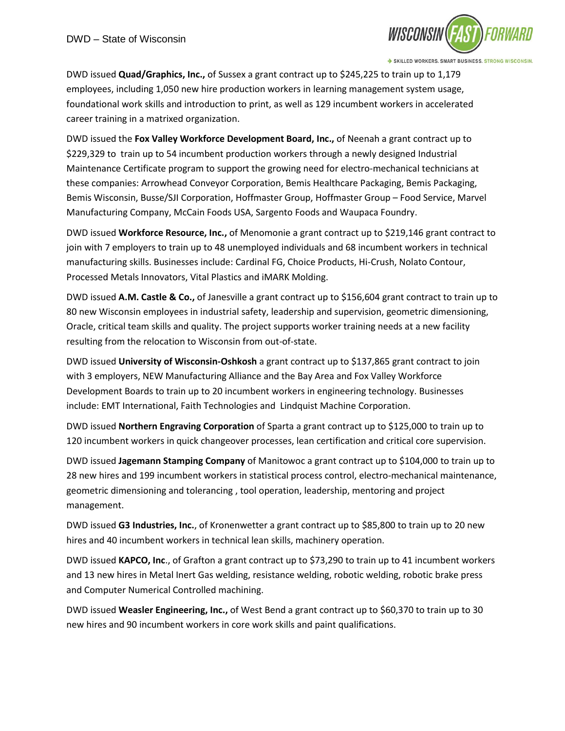DWD issued **Quad/Graphics, Inc.,** of Sussex a grant contract up to $245,225 to train up to 1,179 employees, including 1,050 new hire production workers in learning management system usage, foundational work skills and introduction to print, as well as 129 incumbent workers in accelerated career training in a matrixed organization.

DWD issued the **Fox Valley Workforce Development Board, Inc.,** of Neenah a grant contract up to $229,329 to train up to 54 incumbent production workers through a newly designed Industrial Maintenance Certificate program to support the growing need for electro-mechanical technicians at these companies: Arrowhead Conveyor Corporation, Bemis Healthcare Packaging, Bemis Packaging, Bemis Wisconsin, Busse/SJI Corporation, Hoffmaster Group, Hoffmaster Group – Food Service, Marvel Manufacturing Company, McCain Foods USA, Sargento Foods and Waupaca Foundry.

DWD issued **Workforce Resource, Inc.,** of Menomonie a grant contract up to $219,146 grant contract to join with 7 employers to train up to 48 unemployed individuals and 68 incumbent workers in technical manufacturing skills. Businesses include: Cardinal FG, Choice Products, Hi-Crush, Nolato Contour, Processed Metals Innovators, Vital Plastics and iMARK Molding.

DWD issued **A.M. Castle & Co.,** of Janesville a grant contract up to $156,604 grant contract to train up to 80 new Wisconsin employees in industrial safety, leadership and supervision, geometric dimensioning, Oracle, critical team skills and quality. The project supports worker training needs at a new facility resulting from the relocation to Wisconsin from out-of-state.

DWD issued **University of Wisconsin-Oshkosh** a grant contract up to $137,865 grant contract to join with 3 employers, NEW Manufacturing Alliance and the Bay Area and Fox Valley Workforce Development Boards to train up to 20 incumbent workers in engineering technology. Businesses include: EMT International, Faith Technologies and Lindquist Machine Corporation.

DWD issued **Northern Engraving Corporation** of Sparta a grant contract up to $125,000 to train up to 120 incumbent workers in quick changeover processes, lean certification and critical core supervision.

DWD issued **Jagemann Stamping Company** of Manitowoc a grant contract up to $104,000 to train up to 28 new hires and 199 incumbent workers in statistical process control, electro-mechanical maintenance, geometric dimensioning and tolerancing , tool operation, leadership, mentoring and project management.

DWD issued **G3 Industries, Inc.**, of Kronenwetter a grant contract up to $85,800 to train up to 20 new hires and 40 incumbent workers in technical lean skills, machinery operation.

DWD issued **KAPCO, Inc**., of Grafton a grant contract up to $73,290 to train up to 41 incumbent workers and 13 new hires in Metal Inert Gas welding, resistance welding, robotic welding, robotic brake press and Computer Numerical Controlled machining.

DWD issued **Weasler Engineering, Inc.,** of West Bend a grant contract up to $60,370 to train up to 30 new hires and 90 incumbent workers in core work skills and paint qualifications.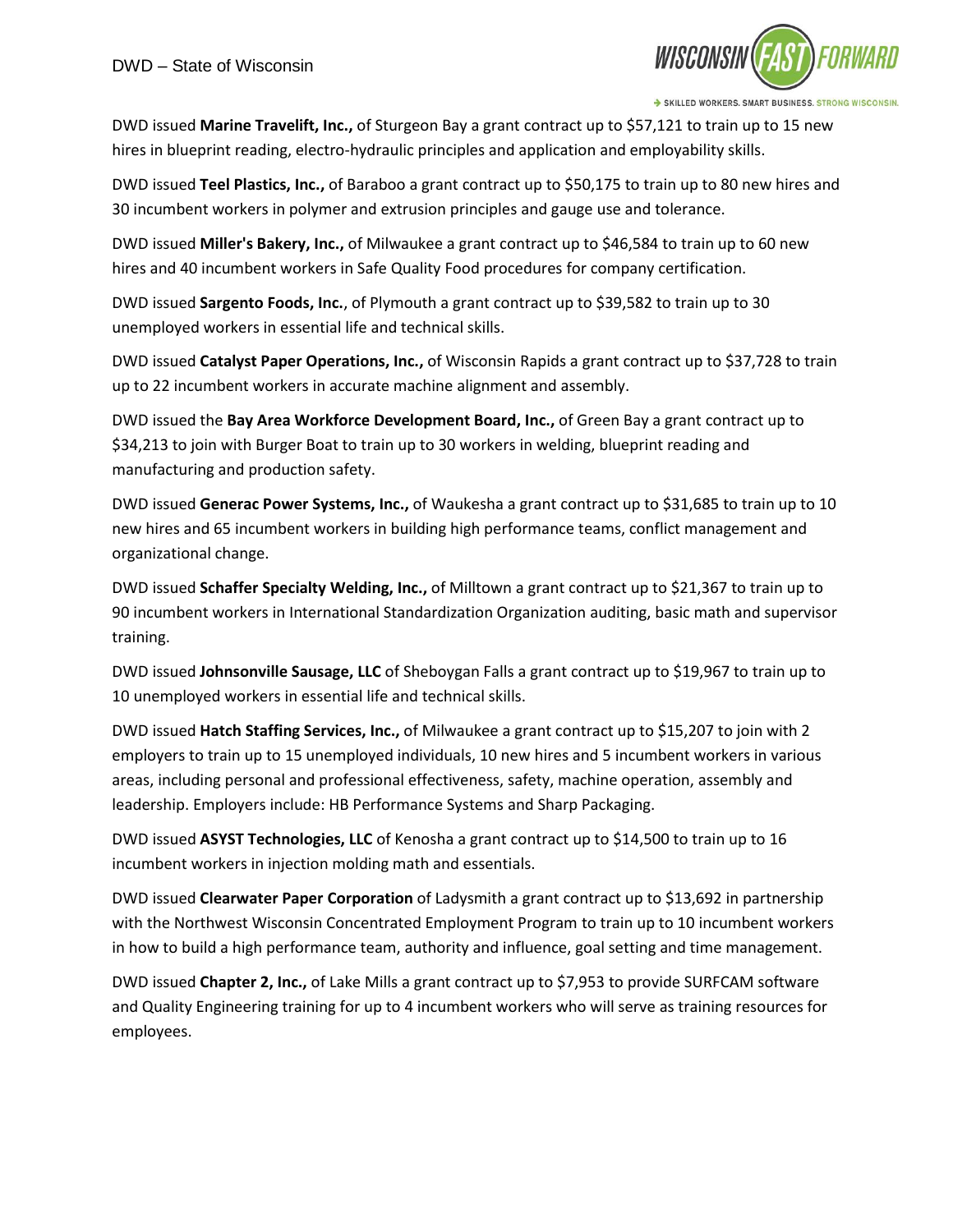DWD issued **Marine Travelift, Inc.,** of Sturgeon Bay a grant contract up to $57,121 to train up to 15 new hires in blueprint reading, electro-hydraulic principles and application and employability skills.

DWD issued **Teel Plastics, Inc.,** of Baraboo a grant contract up to $50,175 to train up to 80 new hires and 30 incumbent workers in polymer and extrusion principles and gauge use and tolerance.

DWD issued **Miller's Bakery, Inc.,** of Milwaukee a grant contract up to $46,584 to train up to 60 new hires and 40 incumbent workers in Safe Quality Food procedures for company certification.

DWD issued **Sargento Foods, Inc.**, of Plymouth a grant contract up to $39,582 to train up to 30 unemployed workers in essential life and technical skills.

DWD issued **Catalyst Paper Operations, Inc.,** of Wisconsin Rapids a grant contract up to $37,728 to train up to 22 incumbent workers in accurate machine alignment and assembly.

DWD issued the **Bay Area Workforce Development Board, Inc.,** of Green Bay a grant contract up to $34,213 to join with Burger Boat to train up to 30 workers in welding, blueprint reading and manufacturing and production safety.

DWD issued **Generac Power Systems, Inc.,** of Waukesha a grant contract up to $31,685 to train up to 10 new hires and 65 incumbent workers in building high performance teams, conflict management and organizational change.

DWD issued **Schaffer Specialty Welding, Inc.,** of Milltown a grant contract up to $21,367 to train up to 90 incumbent workers in International Standardization Organization auditing, basic math and supervisor training.

DWD issued **Johnsonville Sausage, LLC** of Sheboygan Falls a grant contract up to $19,967 to train up to 10 unemployed workers in essential life and technical skills.

DWD issued **Hatch Staffing Services, Inc.,** of Milwaukee a grant contract up to $15,207 to join with 2 employers to train up to 15 unemployed individuals, 10 new hires and 5 incumbent workers in various areas, including personal and professional effectiveness, safety, machine operation, assembly and leadership. Employers include: HB Performance Systems and Sharp Packaging.

DWD issued **ASYST Technologies, LLC** of Kenosha a grant contract up to $14,500 to train up to 16 incumbent workers in injection molding math and essentials.

DWD issued **Clearwater Paper Corporation** of Ladysmith a grant contract up to $13,692 in partnership with the Northwest Wisconsin Concentrated Employment Program to train up to 10 incumbent workers in how to build a high performance team, authority and influence, goal setting and time management.

DWD issued **Chapter 2, Inc.,** of Lake Mills a grant contract up to $7,953 to provide SURFCAM software and Quality Engineering training for up to 4 incumbent workers who will serve as training resources for employees.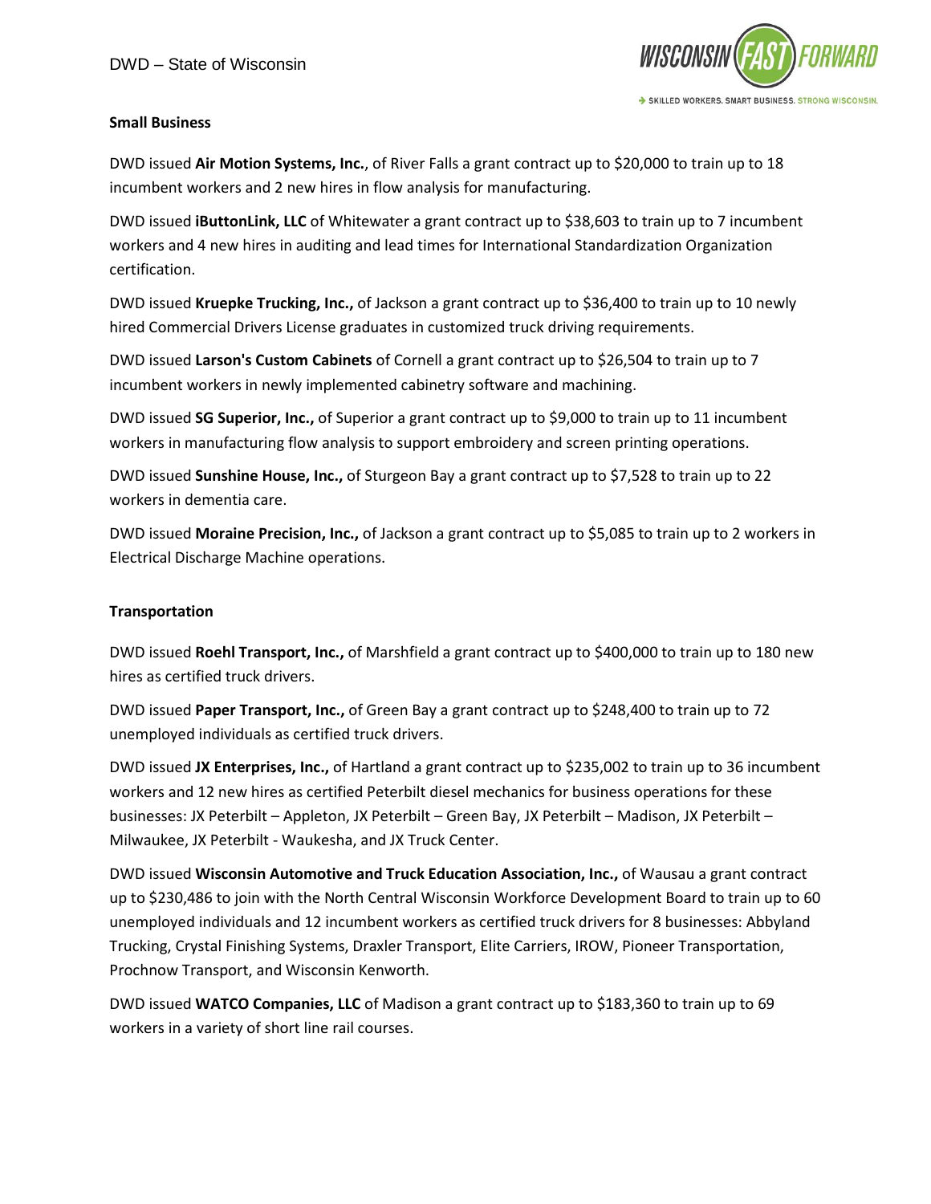**Small Business**

DWD issued **Air Motion Systems, Inc.**, of River Falls a grant contract up to $20,000 to train up to 18 incumbent workers and 2 new hires in flow analysis for manufacturing.

DWD issued **iButtonLink, LLC** of Whitewater a grant contract up to $38,603 to train up to 7 incumbent workers and 4 new hires in auditing and lead times for International Standardization Organization certification.

DWD issued **Kruepke Trucking, Inc.,** of Jackson a grant contract up to $36,400 to train up to 10 newly hired Commercial Drivers License graduates in customized truck driving requirements.

DWD issued **Larson's Custom Cabinets** of Cornell a grant contract up to $26,504 to train up to 7 incumbent workers in newly implemented cabinetry software and machining.

DWD issued **SG Superior, Inc.,** of Superior a grant contract up to $9,000 to train up to 11 incumbent workers in manufacturing flow analysis to support embroidery and screen printing operations.

DWD issued **Sunshine House, Inc.,** of Sturgeon Bay a grant contract up to $7,528 to train up to 22 workers in dementia care.

DWD issued **Moraine Precision, Inc.,** of Jackson a grant contract up to $5,085 to train up to 2 workers in Electrical Discharge Machine operations.

**Transportation**

DWD issued **Roehl Transport, Inc.,** of Marshfield a grant contract up to $400,000 to train up to 180 new hires as certified truck drivers.

DWD issued **Paper Transport, Inc.,** of Green Bay a grant contract up to $248,400 to train up to 72 unemployed individuals as certified truck drivers.

DWD issued **JX Enterprises, Inc.,** of Hartland a grant contract up to $235,002 to train up to 36 incumbent workers and 12 new hires as certified Peterbilt diesel mechanics for business operations for these businesses: JX Peterbilt – Appleton, JX Peterbilt – Green Bay, JX Peterbilt – Madison, JX Peterbilt – Milwaukee, JX Peterbilt - Waukesha, and JX Truck Center.

DWD issued **Wisconsin Automotive and Truck Education Association, Inc.,** of Wausau a grant contract up to $230,486 to join with the North Central Wisconsin Workforce Development Board to train up to 60 unemployed individuals and 12 incumbent workers as certified truck drivers for 8 businesses: Abbyland Trucking, Crystal Finishing Systems, Draxler Transport, Elite Carriers, IROW, Pioneer Transportation, Prochnow Transport, and Wisconsin Kenworth.

DWD issued **WATCO Companies, LLC** of Madison a grant contract up to $183,360 to train up to 69 workers in a variety of short line rail courses.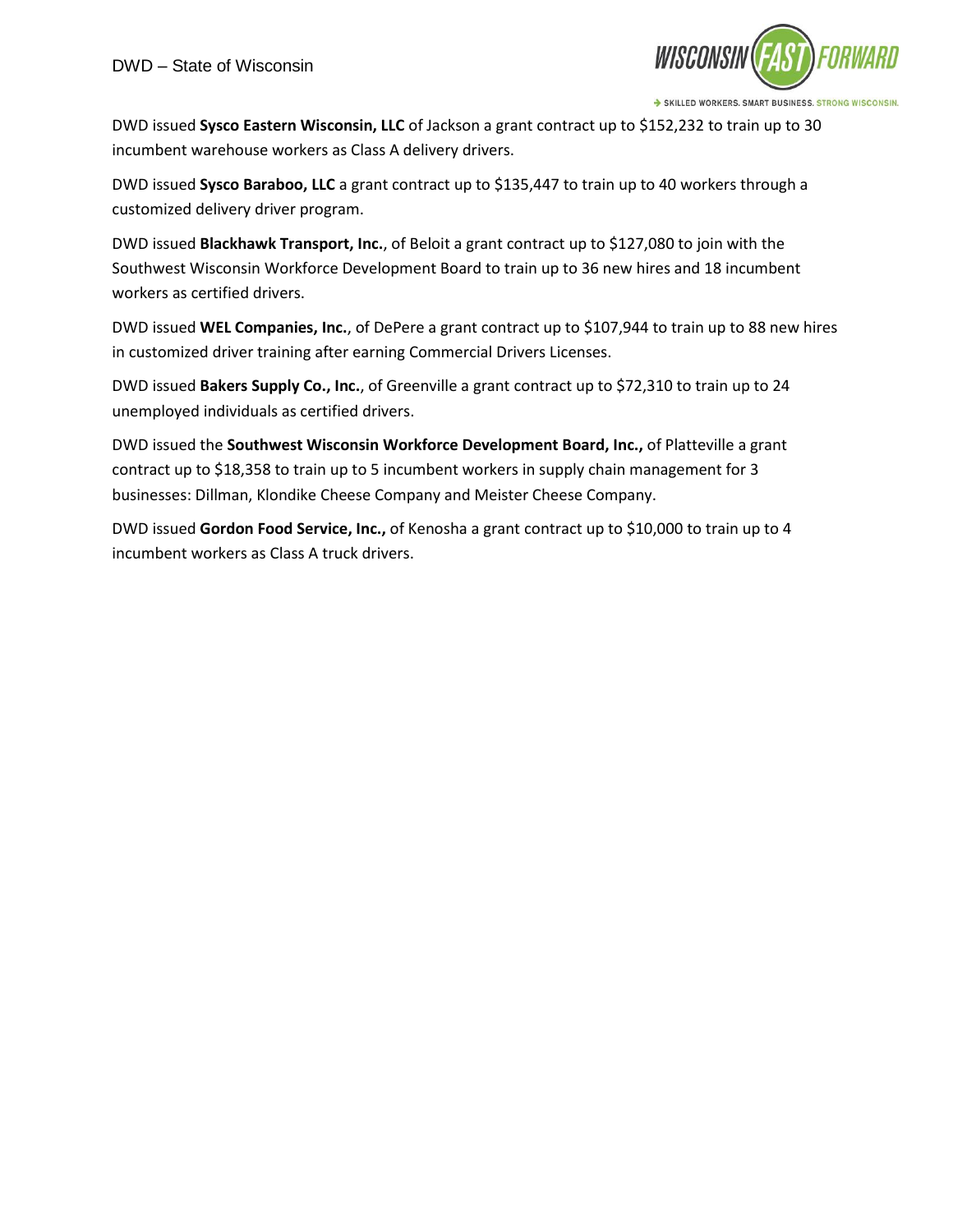DWD issued **Sysco Eastern Wisconsin, LLC** of Jackson a grant contract up to $152,232 to train up to 30 incumbent warehouse workers as Class A delivery drivers.

DWD issued **Sysco Baraboo, LLC** a grant contract up to $135,447 to train up to 40 workers through a customized delivery driver program.

DWD issued **Blackhawk Transport, Inc.**, of Beloit a grant contract up to $127,080 to join with the Southwest Wisconsin Workforce Development Board to train up to 36 new hires and 18 incumbent workers as certified drivers.

DWD issued **WEL Companies, Inc.**, of DePere a grant contract up to $107,944 to train up to 88 new hires in customized driver training after earning Commercial Drivers Licenses.

DWD issued **Bakers Supply Co., Inc.**, of Greenville a grant contract up to $72,310 to train up to 24 unemployed individuals as certified drivers.

DWD issued the **Southwest Wisconsin Workforce Development Board, Inc.,** of Platteville a grant contract up to $18,358 to train up to 5 incumbent workers in supply chain management for 3 businesses: Dillman, Klondike Cheese Company and Meister Cheese Company.

DWD issued **Gordon Food Service, Inc.,** of Kenosha a grant contract up to $10,000 to train up to 4 incumbent workers as Class A truck drivers.